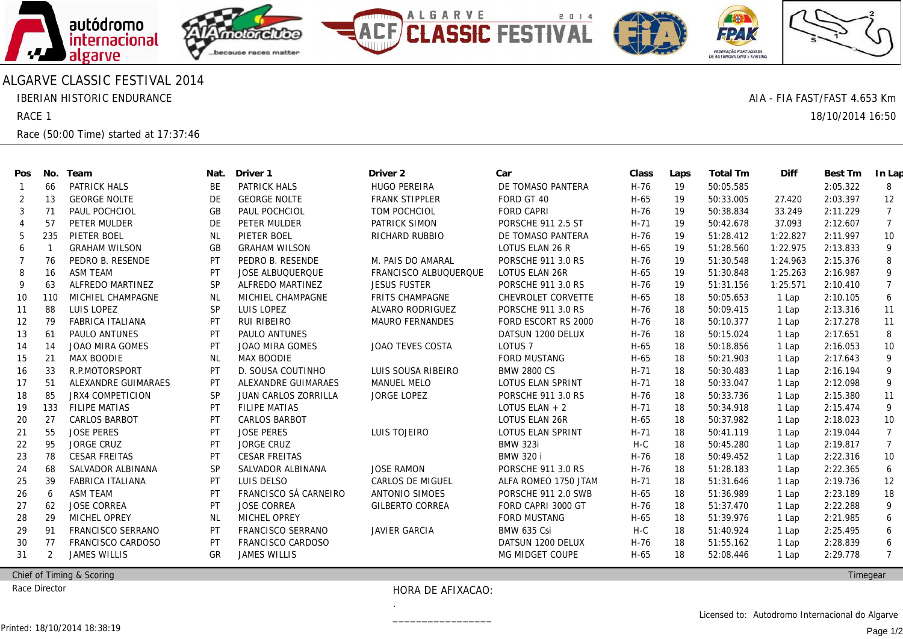# ALGARVE CLASSIC FESTIVAL 2014

IBERIAN HISTORIC ENDURANCE

AIA - FIA FAST/FAST 4.653 Km

RACE 1

18/10/2014 16:50

Race (50:00 Time) started at 17:37:46

| Pos | No. | Team | Nat. | Driver 1 | Driver 2 | Car | Class | Laps | Total Tm | Diff | Best Tm | In Lap |
|---|---|---|---|---|---|---|---|---|---|---|---|---|
| 1 | 66 | PATRICK HALS | BE | PATRICK HALS | HUGO PEREIRA | DE TOMASO PANTERA | H-76 | 19 | 50:05.585 | | 2:05.322 | 8 |
| 2 | 13 | GEORGE NOLTE | DE | GEORGE NOLTE | FRANK STIPPLER | FORD GT 40 | H-65 | 19 | 50:33.005 | 27.420 | 2:03.397 | 12 |
| 3 | 71 | PAUL POCHCIOL | GB | PAUL POCHCIOL | TOM POCHCIOL | FORD CAPRI | H-76 | 19 | 50:38.834 | 33.249 | 2:11.229 | 7 |
| 4 | 57 | PETER MULDER | DE | PETER MULDER | PATRICK SIMON | PORSCHE 911 2.5 ST | H-71 | 19 | 50:42.678 | 37.093 | 2:12.607 | 7 |
| 5 | 235 | PIETER BOEL | NL | PIETER BOEL | RICHARD RUBBIO | DE TOMASO PANTERA | H-76 | 19 | 51:28.412 | 1:22.827 | 2:11.997 | 10 |
| 6 | 1 | GRAHAM WILSON | GB | GRAHAM WILSON | | LOTUS ELAN 26 R | H-65 | 19 | 51:28.560 | 1:22.975 | 2:13.833 | 9 |
| 7 | 76 | PEDRO B. RESENDE | PT | PEDRO B. RESENDE | M. PAIS DO AMARAL | PORSCHE 911 3.0 RS | H-76 | 19 | 51:30.548 | 1:24.963 | 2:15.376 | 8 |
| 8 | 16 | ASM TEAM | PT | JOSE ALBUQUERQUE | FRANCISCO ALBUQUERQUE | LOTUS ELAN 26R | H-65 | 19 | 51:30.848 | 1:25.263 | 2:16.987 | 9 |
| 9 | 63 | ALFREDO MARTINEZ | SP | ALFREDO MARTINEZ | JESUS FUSTER | PORSCHE 911 3.0 RS | H-76 | 19 | 51:31.156 | 1:25.571 | 2:10.410 | 7 |
| 10 | 110 | MICHIEL CHAMPAGNE | NL | MICHIEL CHAMPAGNE | FRITS CHAMPAGNE | CHEVROLET CORVETTE | H-65 | 18 | 50:05.653 | 1 Lap | 2:10.105 | 6 |
| 11 | 88 | LUIS LOPEZ | SP | LUIS LOPEZ | ALVARO RODRIGUEZ | PORSCHE 911 3.0 RS | H-76 | 18 | 50:09.415 | 1 Lap | 2:13.316 | 11 |
| 12 | 79 | FABRICA ITALIANA | PT | RUI RIBEIRO | MAURO FERNANDES | FORD ESCORT RS 2000 | H-76 | 18 | 50:10.377 | 1 Lap | 2:17.278 | 11 |
| 13 | 61 | PAULO ANTUNES | PT | PAULO ANTUNES | | DATSUN 1200 DELUX | H-76 | 18 | 50:15.024 | 1 Lap | 2:17.651 | 8 |
| 14 | 14 | JOAO MIRA GOMES | PT | JOAO MIRA GOMES | JOAO TEVES COSTA | LOTUS 7 | H-65 | 18 | 50:18.856 | 1 Lap | 2:16.053 | 10 |
| 15 | 21 | MAX BOODIE | NL | MAX BOODIE | | FORD MUSTANG | H-65 | 18 | 50:21.903 | 1 Lap | 2:17.643 | 9 |
| 16 | 33 | R.P.MOTORSPORT | PT | D. SOUSA COUTINHO | LUIS SOUSA RIBEIRO | BMW 2800 CS | H-71 | 18 | 50:30.483 | 1 Lap | 2:16.194 | 9 |
| 17 | 51 | ALEXANDRE GUIMARAES | PT | ALEXANDRE GUIMARAES | MANUEL MELO | LOTUS ELAN SPRINT | H-71 | 18 | 50:33.047 | 1 Lap | 2:12.098 | 9 |
| 18 | 85 | JRX4 COMPETICION | SP | JUAN CARLOS ZORRILLA | JORGE LOPEZ | PORSCHE 911 3.0 RS | H-76 | 18 | 50:33.736 | 1 Lap | 2:15.380 | 11 |
| 19 | 133 | FILIPE MATIAS | PT | FILIPE MATIAS | | LOTUS ELAN + 2 | H-71 | 18 | 50:34.918 | 1 Lap | 2:15.474 | 9 |
| 20 | 27 | CARLOS BARBOT | PT | CARLOS BARBOT | | LOTUS ELAN 26R | H-65 | 18 | 50:37.982 | 1 Lap | 2:18.023 | 10 |
| 21 | 55 | JOSE PERES | PT | JOSE PERES | LUIS TOJEIRO | LOTUS ELAN SPRINT | H-71 | 18 | 50:41.119 | 1 Lap | 2:19.044 | 7 |
| 22 | 95 | JORGE CRUZ | PT | JORGE CRUZ | | BMW 323i | H-C | 18 | 50:45.280 | 1 Lap | 2:19.817 | 7 |
| 23 | 78 | CESAR FREITAS | PT | CESAR FREITAS | | BMW 320 i | H-76 | 18 | 50:49.452 | 1 Lap | 2:22.316 | 10 |
| 24 | 68 | SALVADOR ALBINANA | SP | SALVADOR ALBINANA | JOSE RAMON | PORSCHE 911 3.0 RS | H-76 | 18 | 51:28.183 | 1 Lap | 2:22.365 | 6 |
| 25 | 39 | FABRICA ITALIANA | PT | LUIS DELSO | CARLOS DE MIGUEL | ALFA ROMEO 1750 JTAM | H-71 | 18 | 51:31.646 | 1 Lap | 2:19.736 | 12 |
| 26 | 6 | ASM TEAM | PT | FRANCISCO SÁ CARNEIRO | ANTONIO SIMOES | PORSCHE 911 2.0 SWB | H-65 | 18 | 51:36.989 | 1 Lap | 2:23.189 | 18 |
| 27 | 62 | JOSE CORREA | PT | JOSE CORREA | GILBERTO CORREA | FORD CAPRI 3000 GT | H-76 | 18 | 51:37.470 | 1 Lap | 2:22.288 | 9 |
| 28 | 29 | MICHEL OPREY | NL | MICHEL OPREY | | FORD MUSTANG | H-65 | 18 | 51:39.976 | 1 Lap | 2:21.985 | 6 |
| 29 | 91 | FRANCISCO SERRANO | PT | FRANCISCO SERRANO | JAVIER GARCIA | BMW 635 Csi | H-C | 18 | 51:40.924 | 1 Lap | 2:25.495 | 6 |
| 30 | 77 | FRANCISCO CARDOSO | PT | FRANCISCO CARDOSO | | DATSUN 1200 DELUX | H-76 | 18 | 51:55.162 | 1 Lap | 2:28.839 | 6 |
| 31 | 2 | JAMES WILLIS | GR | JAMES WILLIS | | MG MIDGET COUPE | H-65 | 18 | 52:08.446 | 1 Lap | 2:29.778 | 7 |

Chief of Timing & Scoring

Timegear

Race Director

HORA DE AFIXACAO:

.

________________

Licensed to: Autodromo Internacional do Algarve

Printed: 18/10/2014 18:38:19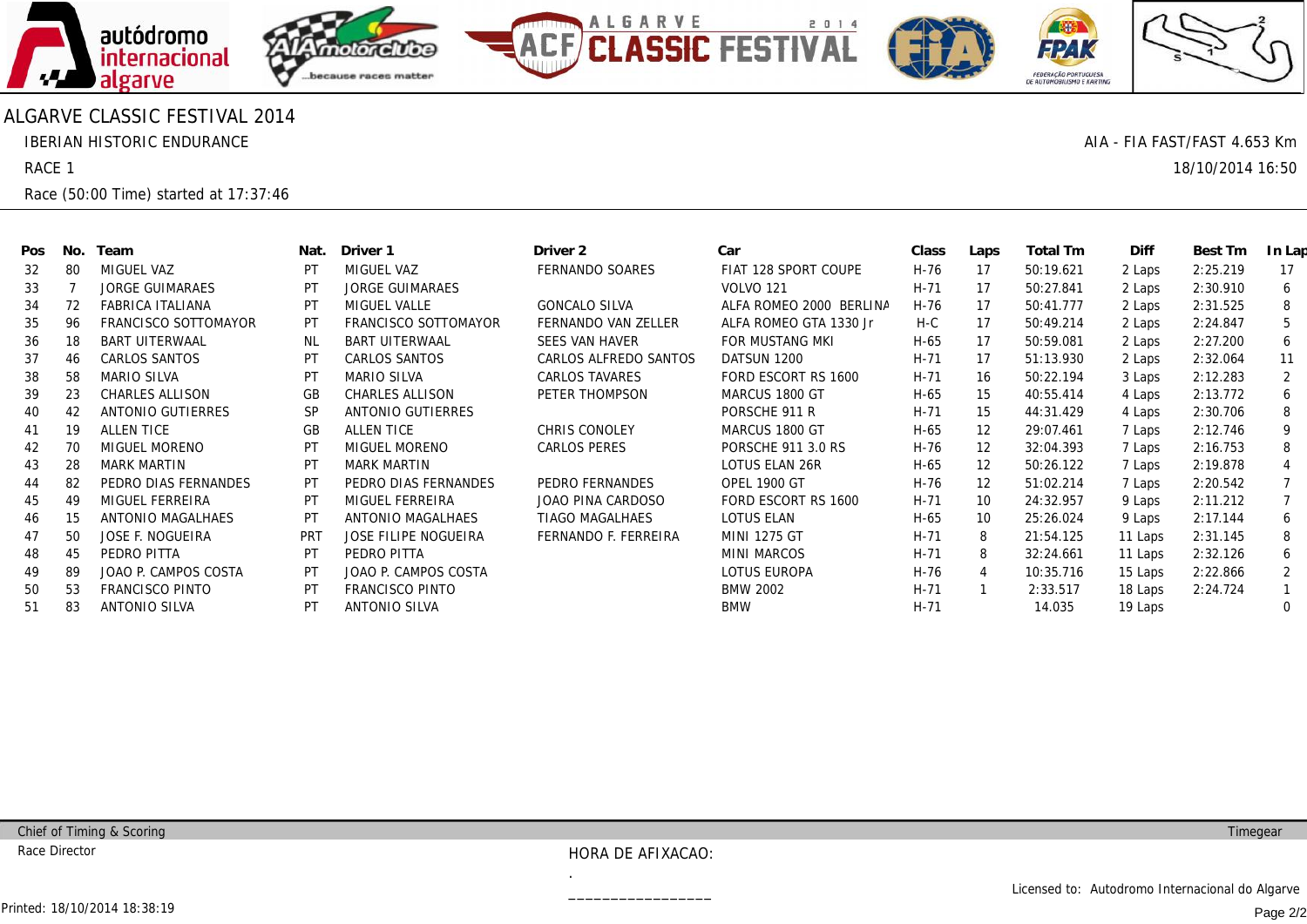ALGARVE CLASSIC FESTIVAL 2014

IBERIAN HISTORIC ENDURANCE

AIA - FIA FAST/FAST 4.653 Km

RACE 1

18/10/2014 16:50

Race (50:00 Time) started at 17:37:46

| Pos | No. | Team | Nat. | Driver 1 | Driver 2 | Car | Class | Laps | Total Tm | Diff | Best Tm | In Lap |
|---|---|---|---|---|---|---|---|---|---|---|---|---|
| 32 | 80 | MIGUEL VAZ | PT | MIGUEL VAZ | FERNANDO SOARES | FIAT 128 SPORT COUPE | H-76 | 17 | 50:19.621 | 2 Laps | 2:25.219 | 17 |
| 33 | 7 | JORGE GUIMARAES | PT | JORGE GUIMARAES | | VOLVO 121 | H-71 | 17 | 50:27.841 | 2 Laps | 2:30.910 | 6 |
| 34 | 72 | FABRICA ITALIANA | PT | MIGUEL VALLE | GONCALO SILVA | ALFA ROMEO 2000 BERLINA | H-76 | 17 | 50:41.777 | 2 Laps | 2:31.525 | 8 |
| 35 | 96 | FRANCISCO SOTTOMAYOR | PT | FRANCISCO SOTTOMAYOR | FERNANDO VAN ZELLER | ALFA ROMEO GTA 1330 Jr | H-C | 17 | 50:49.214 | 2 Laps | 2:24.847 | 5 |
| 36 | 18 | BART UITERWAAL | NL | BART UITERWAAL | SEES VAN HAVER | FOR MUSTANG MKI | H-65 | 17 | 50:59.081 | 2 Laps | 2:27.200 | 6 |
| 37 | 46 | CARLOS SANTOS | PT | CARLOS SANTOS | CARLOS ALFREDO SANTOS | DATSUN 1200 | H-71 | 17 | 51:13.930 | 2 Laps | 2:32.064 | 11 |
| 38 | 58 | MARIO SILVA | PT | MARIO SILVA | CARLOS TAVARES | FORD ESCORT RS 1600 | H-71 | 16 | 50:22.194 | 3 Laps | 2:12.283 | 2 |
| 39 | 23 | CHARLES ALLISON | GB | CHARLES ALLISON | PETER THOMPSON | MARCUS 1800 GT | H-65 | 15 | 40:55.414 | 4 Laps | 2:13.772 | 6 |
| 40 | 42 | ANTONIO GUTIERRES | SP | ANTONIO GUTIERRES | | PORSCHE 911 R | H-71 | 15 | 44:31.429 | 4 Laps | 2:30.706 | 8 |
| 41 | 19 | ALLEN TICE | GB | ALLEN TICE | CHRIS CONOLEY | MARCUS 1800 GT | H-65 | 12 | 29:07.461 | 7 Laps | 2:12.746 | 9 |
| 42 | 70 | MIGUEL MORENO | PT | MIGUEL MORENO | CARLOS PERES | PORSCHE 911 3.0 RS | H-76 | 12 | 32:04.393 | 7 Laps | 2:16.753 | 8 |
| 43 | 28 | MARK MARTIN | PT | MARK MARTIN | | LOTUS ELAN 26R | H-65 | 12 | 50:26.122 | 7 Laps | 2:19.878 | 4 |
| 44 | 82 | PEDRO DIAS FERNANDES | PT | PEDRO DIAS FERNANDES | PEDRO FERNANDES | OPEL 1900 GT | H-76 | 12 | 51:02.214 | 7 Laps | 2:20.542 | 7 |
| 45 | 49 | MIGUEL FERREIRA | PT | MIGUEL FERREIRA | JOAO PINA CARDOSO | FORD ESCORT RS 1600 | H-71 | 10 | 24:32.957 | 9 Laps | 2:11.212 | 7 |
| 46 | 15 | ANTONIO MAGALHAES | PT | ANTONIO MAGALHAES | TIAGO MAGALHAES | LOTUS ELAN | H-65 | 10 | 25:26.024 | 9 Laps | 2:17.144 | 6 |
| 47 | 50 | JOSE F. NOGUEIRA | PRT | JOSE FILIPE NOGUEIRA | FERNANDO F. FERREIRA | MINI 1275 GT | H-71 | 8 | 21:54.125 | 11 Laps | 2:31.145 | 8 |
| 48 | 45 | PEDRO PITTA | PT | PEDRO PITTA | | MINI MARCOS | H-71 | 8 | 32:24.661 | 11 Laps | 2:32.126 | 6 |
| 49 | 89 | JOAO P. CAMPOS COSTA | PT | JOAO P. CAMPOS COSTA | | LOTUS EUROPA | H-76 | 4 | 10:35.716 | 15 Laps | 2:22.866 | 2 |
| 50 | 53 | FRANCISCO PINTO | PT | FRANCISCO PINTO | | BMW 2002 | H-71 | 1 | 2:33.517 | 18 Laps | 2:24.724 | 1 |
| 51 | 83 | ANTONIO SILVA | PT | ANTONIO SILVA | | BMW | H-71 | | 14.035 | 19 Laps | | 0 |

Chief of Timing & Scoring

Timegear

Race Director

HORA DE AFIXACAO:

.

________________

Licensed to: Autodromo Internacional do Algarve

Printed: 18/10/2014 18:38:19